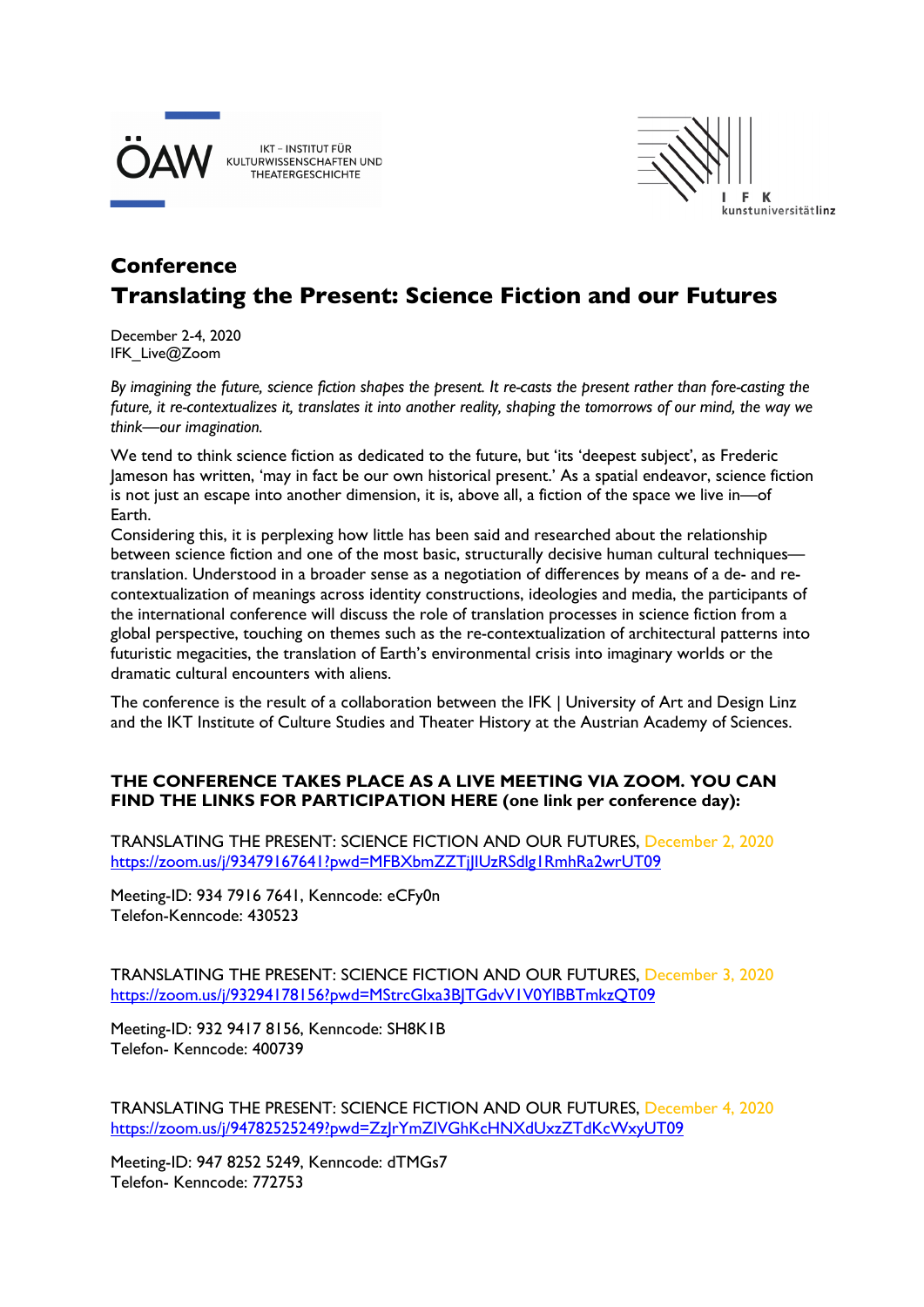ÖAW IKT – INSTITUT FÜR KULTURWISSENSCHAFTEN UND THEATERGESCHICHTE

I F K kunstuniversitätlinz

# Conference

# Translating the Present: Science Fiction and our Futures

December 2-4, 2020
IFK_Live@Zoom

*By imagining the future, science fiction shapes the present. It re-casts the present rather than fore-casting the future, it re-contextualizes it, translates it into another reality, shaping the tomorrows of our mind, the way we think—our imagination.*

We tend to think science fiction as dedicated to the future, but 'its 'deepest subject', as Frederic Jameson has written, 'may in fact be our own historical present.' As a spatial endeavor, science fiction is not just an escape into another dimension, it is, above all, a fiction of the space we live in—of Earth.
Considering this, it is perplexing how little has been said and researched about the relationship between science fiction and one of the most basic, structurally decisive human cultural techniques—translation. Understood in a broader sense as a negotiation of differences by means of a de- and re-contextualization of meanings across identity constructions, ideologies and media, the participants of the international conference will discuss the role of translation processes in science fiction from a global perspective, touching on themes such as the re-contextualization of architectural patterns into futuristic megacities, the translation of Earth's environmental crisis into imaginary worlds or the dramatic cultural encounters with aliens.

The conference is the result of a collaboration between the IFK | University of Art and Design Linz and the IKT Institute of Culture Studies and Theater History at the Austrian Academy of Sciences.

**THE CONFERENCE TAKES PLACE AS A LIVE MEETING VIA ZOOM. YOU CAN FIND THE LINKS FOR PARTICIPATION HERE (one link per conference day):**

TRANSLATING THE PRESENT: SCIENCE FICTION AND OUR FUTURES, December 2, 2020
https://zoom.us/j/93479167641?pwd=MFBXbmZZTjJIUzRSdlg1RmhRa2wrUT09

Meeting-ID: 934 7916 7641, Kenncode: eCFy0n
Telefon-Kenncode: 430523

TRANSLATING THE PRESENT: SCIENCE FICTION AND OUR FUTURES, December 3, 2020
https://zoom.us/j/93294178156?pwd=MStrcGlxa3BJTGdvV1V0YlBBTmkzQT09

Meeting-ID: 932 9417 8156, Kenncode: SH8K1B
Telefon- Kenncode: 400739

TRANSLATING THE PRESENT: SCIENCE FICTION AND OUR FUTURES, December 4, 2020
https://zoom.us/j/94782525249?pwd=ZzJrYmZlVGhKcHNXdUxzZTdKcWxyUT09

Meeting-ID: 947 8252 5249, Kenncode: dTMGs7
Telefon- Kenncode: 772753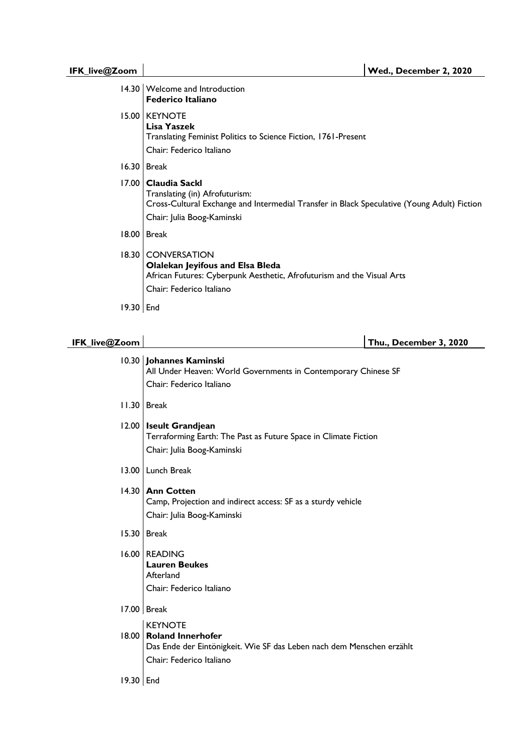## IFK_live@Zoom — Wed., December 2, 2020

| | |
|---|---|
| 14.30 | Welcome and Introduction<br>**Federico Italiano** |
| 15.00 | KEYNOTE<br>**Lisa Yaszek**<br>Translating Feminist Politics to Science Fiction, 1761-Present<br>Chair: Federico Italiano |
| 16.30 | Break |
| 17.00 | **Claudia Sackl**<br>Translating (in) Afrofuturism:<br>Cross-Cultural Exchange and Intermedial Transfer in Black Speculative (Young Adult) Fiction<br>Chair: Julia Boog-Kaminski |
| 18.00 | Break |
| 18.30 | CONVERSATION<br>**Olalekan Jeyifous and Elsa Bleda**<br>African Futures: Cyberpunk Aesthetic, Afrofuturism and the Visual Arts<br>Chair: Federico Italiano |
| 19.30 | End |

## IFK_live@Zoom — Thu., December 3, 2020

| | |
|---|---|
| 10.30 | **Johannes Kaminski**<br>All Under Heaven: World Governments in Contemporary Chinese SF<br>Chair: Federico Italiano |
| 11.30 | Break |
| 12.00 | **Iseult Grandjean**<br>Terraforming Earth: The Past as Future Space in Climate Fiction<br>Chair: Julia Boog-Kaminski |
| 13.00 | Lunch Break |
| 14.30 | **Ann Cotten**<br>Camp, Projection and indirect access: SF as a sturdy vehicle<br>Chair: Julia Boog-Kaminski |
| 15.30 | Break |
| 16.00 | READING<br>**Lauren Beukes**<br>Afterland<br>Chair: Federico Italiano |
| 17.00 | Break |
| 18.00 | KEYNOTE<br>**Roland Innerhofer**<br>Das Ende der Eintönigkeit. Wie SF das Leben nach dem Menschen erzählt<br>Chair: Federico Italiano |
| 19.30 | End |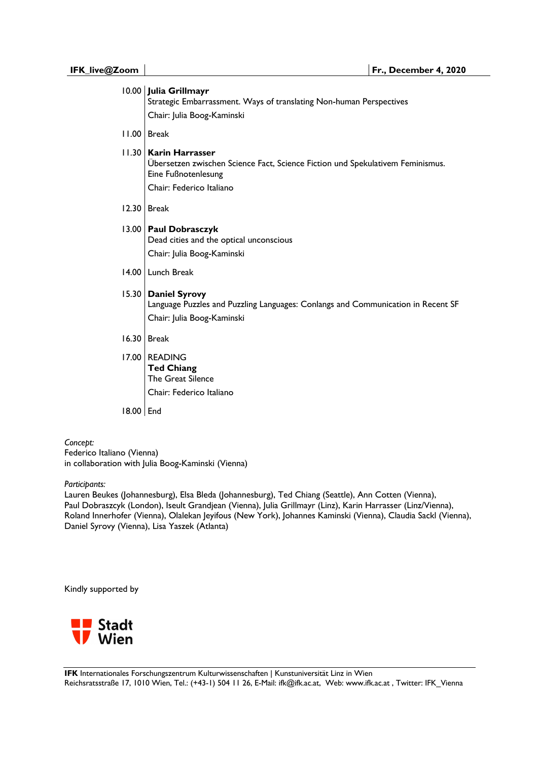**IFK_live@Zoom** | **Fr., December 4, 2020**

| | |
|---|---|
| 10.00 | **Julia Grillmayr**<br>Strategic Embarrassment. Ways of translating Non-human Perspectives<br>Chair: Julia Boog-Kaminski |
| 11.00 | Break |
| 11.30 | **Karin Harrasser**<br>Übersetzen zwischen Science Fact, Science Fiction und Spekulativem Feminismus. Eine Fußnotenlesung<br>Chair: Federico Italiano |
| 12.30 | Break |
| 13.00 | **Paul Dobrasczyk**<br>Dead cities and the optical unconscious<br>Chair: Julia Boog-Kaminski |
| 14.00 | Lunch Break |
| 15.30 | **Daniel Syrovy**<br>Language Puzzles and Puzzling Languages: Conlangs and Communication in Recent SF<br>Chair: Julia Boog-Kaminski |
| 16.30 | Break |
| 17.00 | READING<br>**Ted Chiang**<br>The Great Silence<br>Chair: Federico Italiano |
| 18.00 | End |

*Concept:*
Federico Italiano (Vienna)
in collaboration with Julia Boog-Kaminski (Vienna)

*Participants:*
Lauren Beukes (Johannesburg), Elsa Bleda (Johannesburg), Ted Chiang (Seattle), Ann Cotten (Vienna), Paul Dobraszcyk (London), Iseult Grandjean (Vienna), Julia Grillmayr (Linz), Karin Harrasser (Linz/Vienna), Roland Innerhofer (Vienna), Olalekan Jeyifous (New York), Johannes Kaminski (Vienna), Claudia Sackl (Vienna), Daniel Syrovy (Vienna), Lisa Yaszek (Atlanta)

Kindly supported by

Stadt Wien

**IFK** Internationales Forschungszentrum Kulturwissenschaften | Kunstuniversität Linz in Wien
Reichsratsstraße 17, 1010 Wien, Tel.: (+43-1) 504 11 26, E-Mail: ifk@ifk.ac.at, Web: www.ifk.ac.at , Twitter: IFK_Vienna